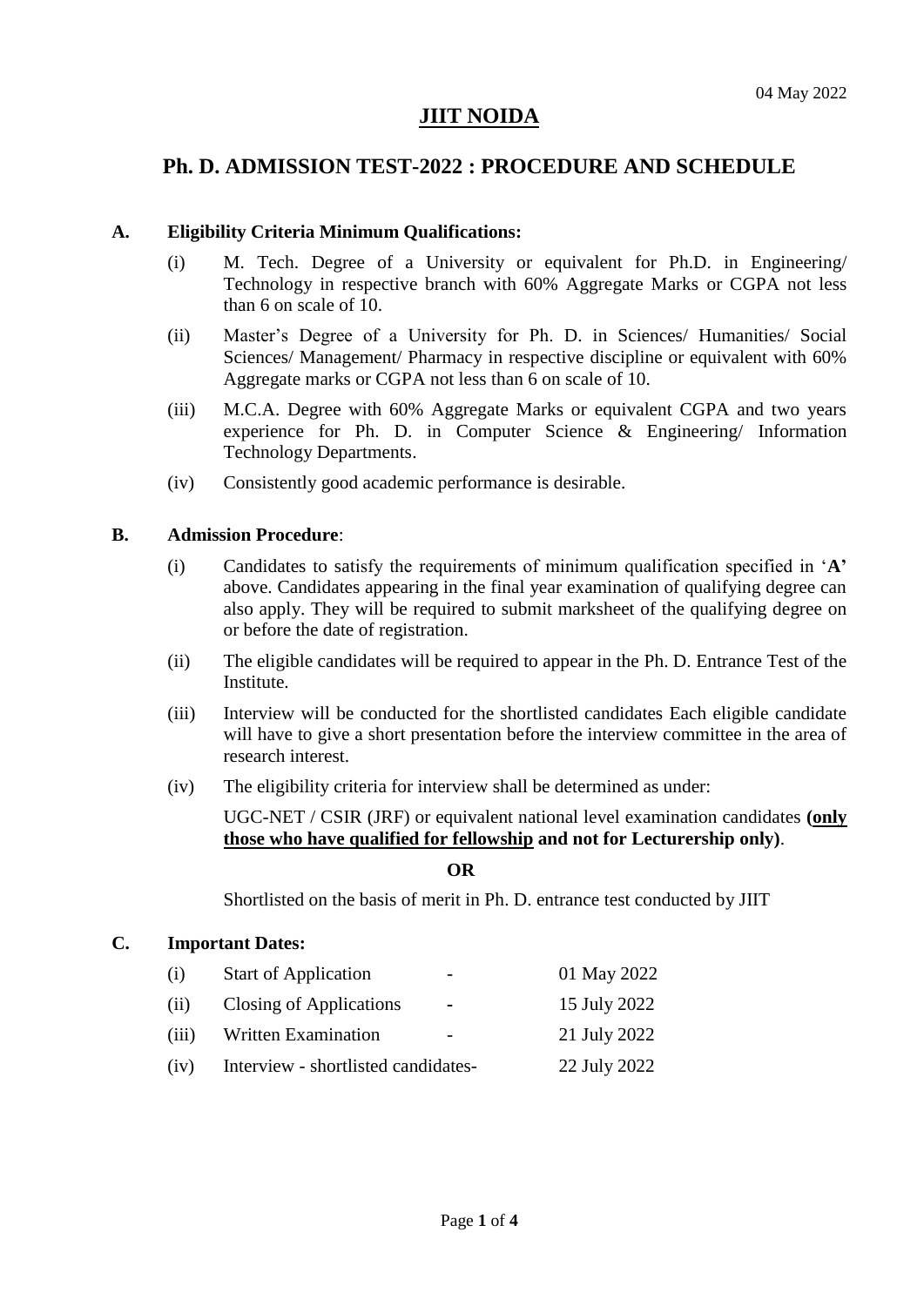04 May 2022

# JIIT NOIDA

## Ph. D. ADMISSION TEST-2022 : PROCEDURE AND SCHEDULE

### A. Eligibility Criteria Minimum Qualifications:

(i) M. Tech. Degree of a University or equivalent for Ph.D. in Engineering/ Technology in respective branch with 60% Aggregate Marks or CGPA not less than 6 on scale of 10.

(ii) Master's Degree of a University for Ph. D. in Sciences/ Humanities/ Social Sciences/ Management/ Pharmacy in respective discipline or equivalent with 60% Aggregate marks or CGPA not less than 6 on scale of 10.

(iii) M.C.A. Degree with 60% Aggregate Marks or equivalent CGPA and two years experience for Ph. D. in Computer Science & Engineering/ Information Technology Departments.

(iv) Consistently good academic performance is desirable.

### B. Admission Procedure:

(i) Candidates to satisfy the requirements of minimum qualification specified in '**A'** above. Candidates appearing in the final year examination of qualifying degree can also apply. They will be required to submit marksheet of the qualifying degree on or before the date of registration.

(ii) The eligible candidates will be required to appear in the Ph. D. Entrance Test of the Institute.

(iii) Interview will be conducted for the shortlisted candidates Each eligible candidate will have to give a short presentation before the interview committee in the area of research interest.

(iv) The eligibility criteria for interview shall be determined as under:

UGC-NET / CSIR (JRF) or equivalent national level examination candidates **(only those who have qualified for fellowship and not for Lecturership only)**.

**OR**

Shortlisted on the basis of merit in Ph. D. entrance test conducted by JIIT

### C. Important Dates:

| | | | |
|---|---|---|---|
| (i) | Start of Application | - | 01 May 2022 |
| (ii) | Closing of Applications | - | 15 July 2022 |
| (iii) | Written Examination | - | 21 July 2022 |
| (iv) | Interview - shortlisted candidates- | | 22 July 2022 |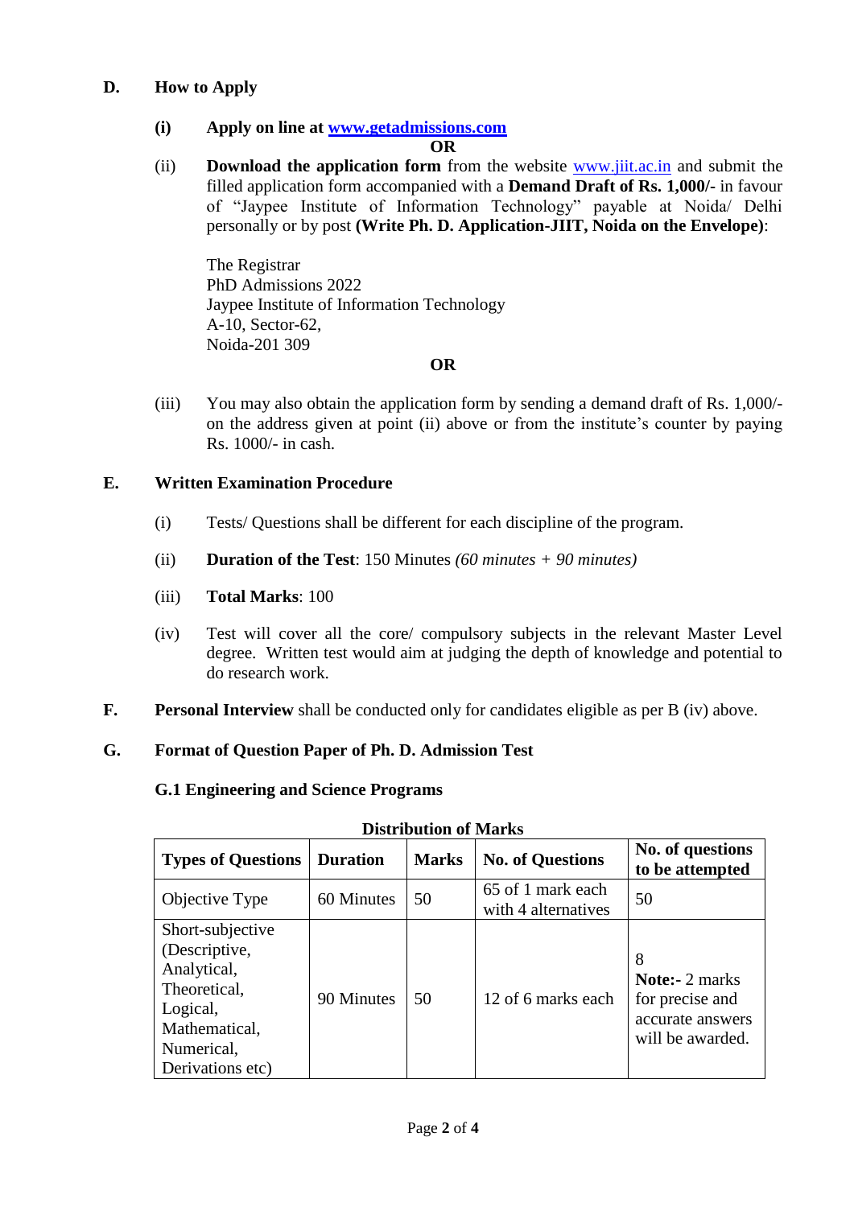## D. How to Apply

**(i) Apply on line at [www.getadmissions.com](http://www.getadmissions.com)**

**OR**

(ii) **Download the application form** from the website [www.jiit.ac.in](http://www.jiit.ac.in) and submit the filled application form accompanied with a **Demand Draft of Rs. 1,000/-** in favour of "Jaypee Institute of Information Technology" payable at Noida/ Delhi personally or by post **(Write Ph. D. Application-JIIT, Noida on the Envelope)**:

The Registrar
PhD Admissions 2022
Jaypee Institute of Information Technology
A-10, Sector-62,
Noida-201 309

**OR**

(iii) You may also obtain the application form by sending a demand draft of Rs. 1,000/- on the address given at point (ii) above or from the institute's counter by paying Rs. 1000/- in cash.

## E. Written Examination Procedure

(i) Tests/ Questions shall be different for each discipline of the program.

(ii) **Duration of the Test**: 150 Minutes *(60 minutes + 90 minutes)*

(iii) **Total Marks**: 100

(iv) Test will cover all the core/ compulsory subjects in the relevant Master Level degree. Written test would aim at judging the depth of knowledge and potential to do research work.

**F. Personal Interview** shall be conducted only for candidates eligible as per B (iv) above.

## G. Format of Question Paper of Ph. D. Admission Test

### G.1 Engineering and Science Programs

**Distribution of Marks**

| Types of Questions | Duration | Marks | No. of Questions | No. of questions to be attempted |
|---|---|---|---|---|
| Objective Type | 60 Minutes | 50 | 65 of 1 mark each with 4 alternatives | 50 |
| Short-subjective (Descriptive, Analytical, Theoretical, Logical, Mathematical, Numerical, Derivations etc) | 90 Minutes | 50 | 12 of 6 marks each | 8 **Note:-** 2 marks for precise and accurate answers will be awarded. |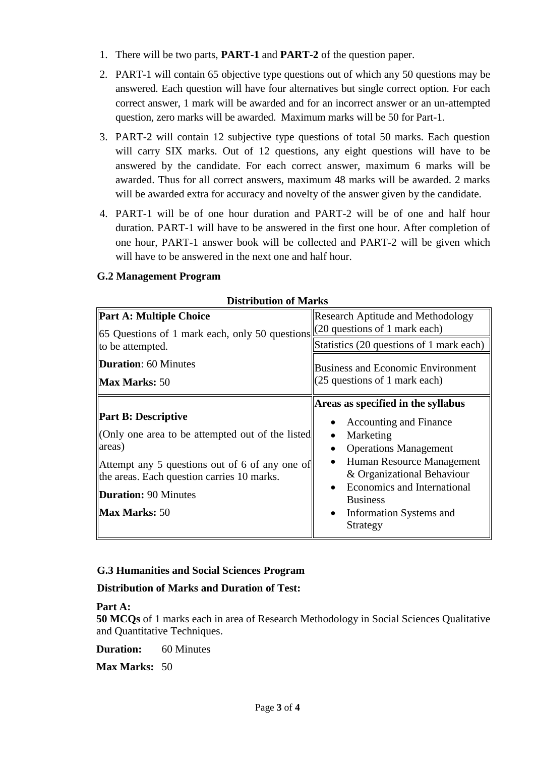1. There will be two parts, **PART-1** and **PART-2** of the question paper.
2. PART-1 will contain 65 objective type questions out of which any 50 questions may be answered. Each question will have four alternatives but single correct option. For each correct answer, 1 mark will be awarded and for an incorrect answer or an un-attempted question, zero marks will be awarded. Maximum marks will be 50 for Part-1.
3. PART-2 will contain 12 subjective type questions of total 50 marks. Each question will carry SIX marks. Out of 12 questions, any eight questions will have to be answered by the candidate. For each correct answer, maximum 6 marks will be awarded. Thus for all correct answers, maximum 48 marks will be awarded. 2 marks will be awarded extra for accuracy and novelty of the answer given by the candidate.
4. PART-1 will be of one hour duration and PART-2 will be of one and half hour duration. PART-1 will have to be answered in the first one hour. After completion of one hour, PART-1 answer book will be collected and PART-2 will be given which will have to be answered in the next one and half hour.

### G.2 Management Program

**Distribution of Marks**

| | |
|---|---|
| **Part A: Multiple Choice**<br>65 Questions of 1 mark each, only 50 questions to be attempted.<br>**Duration**: 60 Minutes<br>**Max Marks:** 50 | Research Aptitude and Methodology (20 questions of 1 mark each)<br>Statistics (20 questions of 1 mark each)<br>Business and Economic Environment (25 questions of 1 mark each) |
| **Part B: Descriptive**<br>(Only one area to be attempted out of the listed areas)<br>Attempt any 5 questions out of 6 of any one of the areas. Each question carries 10 marks.<br>**Duration:** 90 Minutes<br>**Max Marks:** 50 | **Areas as specified in the syllabus**<br>• Accounting and Finance<br>• Marketing<br>• Operations Management<br>• Human Resource Management & Organizational Behaviour<br>• Economics and International Business<br>• Information Systems and Strategy |

### G.3 Humanities and Social Sciences Program

**Distribution of Marks and Duration of Test:**

**Part A:**
**50 MCQs** of 1 marks each in area of Research Methodology in Social Sciences Qualitative and Quantitative Techniques.

**Duration:** 60 Minutes

**Max Marks:** 50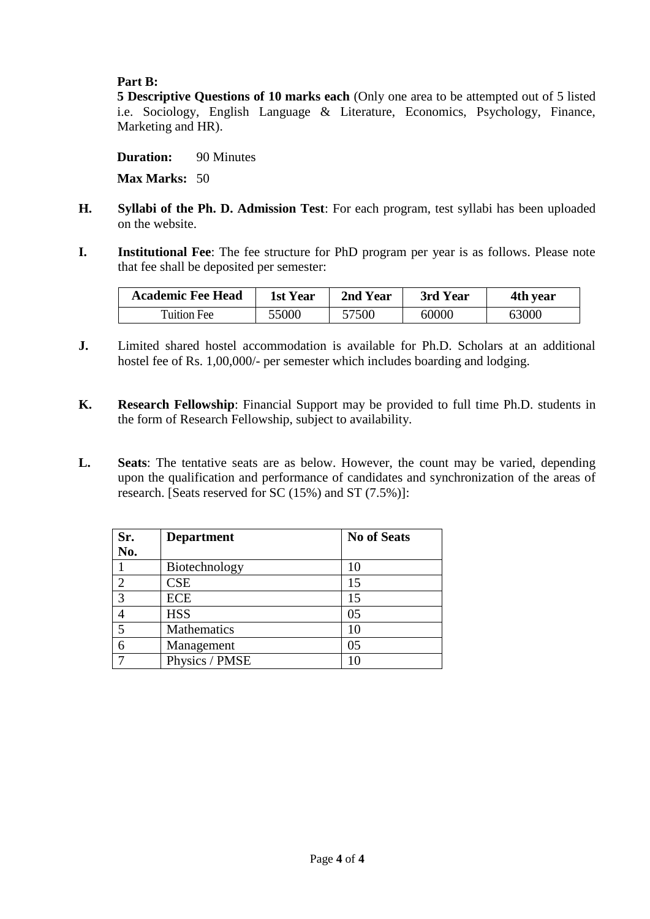**Part B:**

**5 Descriptive Questions of 10 marks each** (Only one area to be attempted out of 5 listed i.e. Sociology, English Language & Literature, Economics, Psychology, Finance, Marketing and HR).

**Duration:** 90 Minutes

**Max Marks:** 50

**H.** **Syllabi of the Ph. D. Admission Test**: For each program, test syllabi has been uploaded on the website.

**I.** **Institutional Fee**: The fee structure for PhD program per year is as follows. Please note that fee shall be deposited per semester:

| Academic Fee Head | 1st Year | 2nd Year | 3rd Year | 4th year |
|---|---|---|---|---|
| Tuition Fee | 55000 | 57500 | 60000 | 63000 |

**J.** Limited shared hostel accommodation is available for Ph.D. Scholars at an additional hostel fee of Rs. 1,00,000/- per semester which includes boarding and lodging.

**K.** **Research Fellowship**: Financial Support may be provided to full time Ph.D. students in the form of Research Fellowship, subject to availability.

**L.** **Seats**: The tentative seats are as below. However, the count may be varied, depending upon the qualification and performance of candidates and synchronization of the areas of research. [Seats reserved for SC (15%) and ST (7.5%)]:

| Sr. No. | Department | No of Seats |
|---|---|---|
| 1 | Biotechnology | 10 |
| 2 | CSE | 15 |
| 3 | ECE | 15 |
| 4 | HSS | 05 |
| 5 | Mathematics | 10 |
| 6 | Management | 05 |
| 7 | Physics / PMSE | 10 |